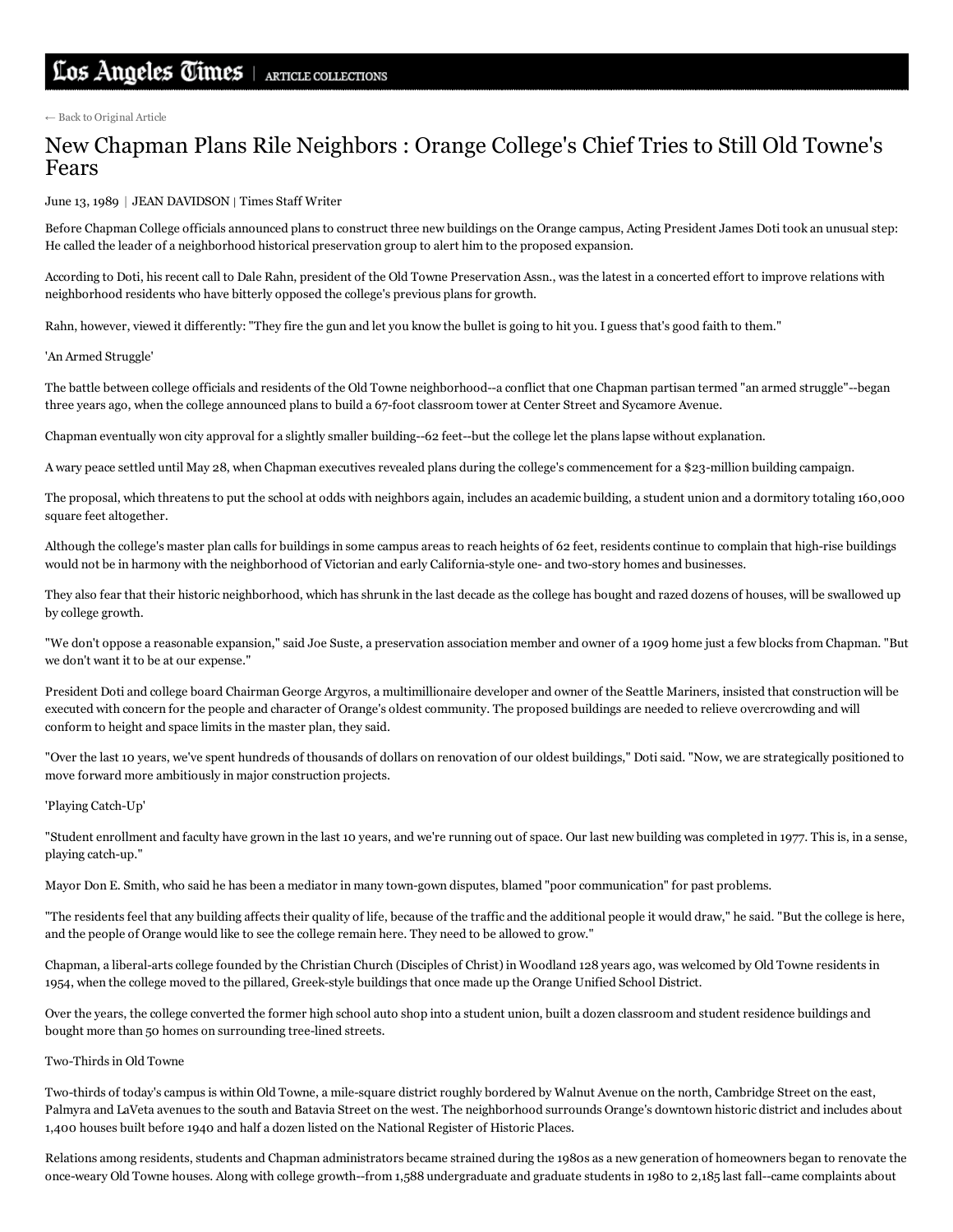Los Angeles Times | ARTICLE COLLECTIONS

← Back to Original Article

# New Chapman Plans Rile Neighbors : Orange College's Chief Tries to Still Old Towne's Fears

June 13, 1989 | JEAN DAVIDSON | Times Staff Writer

Before Chapman College officials announced plans to construct three new buildings on the Orange campus, Acting President James Doti took an unusual step: He called the leader of a neighborhood historical preservation group to alert him to the proposed expansion.

According to Doti, his recent call to Dale Rahn, president of the Old Towne Preservation Assn., was the latest in a concerted effort to improve relations with neighborhood residents who have bitterly opposed the college's previous plans for growth.

Rahn, however, viewed it differently: "They fire the gun and let you know the bullet is going to hit you. I guess that's good faith to them."

'An Armed Struggle'

The battle between college officials and residents of the Old Towne neighborhood--a conflict that one Chapman partisan termed "an armed struggle"--began three years ago, when the college announced plans to build a 67-foot classroom tower at Center Street and Sycamore Avenue.

Chapman eventually won city approval for a slightly smaller building--62 feet--but the college let the plans lapse without explanation.

A wary peace settled until May 28, when Chapman executives revealed plans during the college's commencement for a $23-million building campaign.

The proposal, which threatens to put the school at odds with neighbors again, includes an academic building, a student union and a dormitory totaling 160,000 square feet altogether.

Although the college's master plan calls for buildings in some campus areas to reach heights of 62 feet, residents continue to complain that high-rise buildings would not be in harmony with the neighborhood of Victorian and early California-style one- and two-story homes and businesses.

They also fear that their historic neighborhood, which has shrunk in the last decade as the college has bought and razed dozens of houses, will be swallowed up by college growth.

"We don't oppose a reasonable expansion," said Joe Suste, a preservation association member and owner of a 1909 home just a few blocks from Chapman. "But we don't want it to be at our expense."

President Doti and college board Chairman George Argyros, a multimillionaire developer and owner of the Seattle Mariners, insisted that construction will be executed with concern for the people and character of Orange's oldest community. The proposed buildings are needed to relieve overcrowding and will conform to height and space limits in the master plan, they said.

"Over the last 10 years, we've spent hundreds of thousands of dollars on renovation of our oldest buildings," Doti said. "Now, we are strategically positioned to move forward more ambitiously in major construction projects.

'Playing Catch-Up'

"Student enrollment and faculty have grown in the last 10 years, and we're running out of space. Our last new building was completed in 1977. This is, in a sense, playing catch-up."

Mayor Don E. Smith, who said he has been a mediator in many town-gown disputes, blamed "poor communication" for past problems.

"The residents feel that any building affects their quality of life, because of the traffic and the additional people it would draw," he said. "But the college is here, and the people of Orange would like to see the college remain here. They need to be allowed to grow."

Chapman, a liberal-arts college founded by the Christian Church (Disciples of Christ) in Woodland 128 years ago, was welcomed by Old Towne residents in 1954, when the college moved to the pillared, Greek-style buildings that once made up the Orange Unified School District.

Over the years, the college converted the former high school auto shop into a student union, built a dozen classroom and student residence buildings and bought more than 50 homes on surrounding tree-lined streets.

Two-Thirds in Old Towne

Two-thirds of today's campus is within Old Towne, a mile-square district roughly bordered by Walnut Avenue on the north, Cambridge Street on the east, Palmyra and LaVeta avenues to the south and Batavia Street on the west. The neighborhood surrounds Orange's downtown historic district and includes about 1,400 houses built before 1940 and half a dozen listed on the National Register of Historic Places.

Relations among residents, students and Chapman administrators became strained during the 1980s as a new generation of homeowners began to renovate the once-weary Old Towne houses. Along with college growth--from 1,588 undergraduate and graduate students in 1980 to 2,185 last fall--came complaints about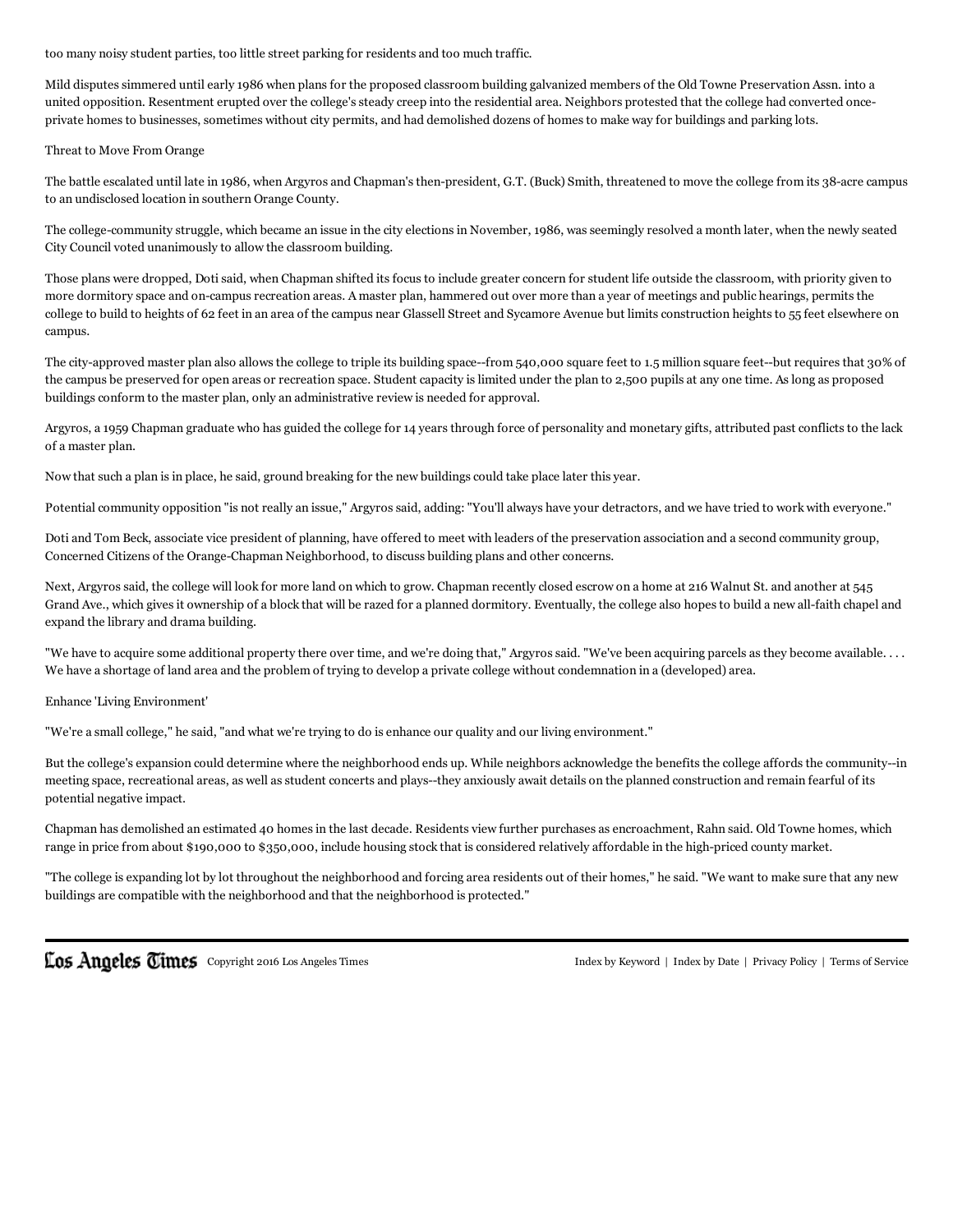too many noisy student parties, too little street parking for residents and too much traffic.

Mild disputes simmered until early 1986 when plans for the proposed classroom building galvanized members of the Old Towne Preservation Assn. into a united opposition. Resentment erupted over the college's steady creep into the residential area. Neighbors protested that the college had converted once-private homes to businesses, sometimes without city permits, and had demolished dozens of homes to make way for buildings and parking lots.

Threat to Move From Orange

The battle escalated until late in 1986, when Argyros and Chapman's then-president, G.T. (Buck) Smith, threatened to move the college from its 38-acre campus to an undisclosed location in southern Orange County.

The college-community struggle, which became an issue in the city elections in November, 1986, was seemingly resolved a month later, when the newly seated City Council voted unanimously to allow the classroom building.

Those plans were dropped, Doti said, when Chapman shifted its focus to include greater concern for student life outside the classroom, with priority given to more dormitory space and on-campus recreation areas. A master plan, hammered out over more than a year of meetings and public hearings, permits the college to build to heights of 62 feet in an area of the campus near Glassell Street and Sycamore Avenue but limits construction heights to 55 feet elsewhere on campus.

The city-approved master plan also allows the college to triple its building space--from 540,000 square feet to 1.5 million square feet--but requires that 30% of the campus be preserved for open areas or recreation space. Student capacity is limited under the plan to 2,500 pupils at any one time. As long as proposed buildings conform to the master plan, only an administrative review is needed for approval.

Argyros, a 1959 Chapman graduate who has guided the college for 14 years through force of personality and monetary gifts, attributed past conflicts to the lack of a master plan.

Now that such a plan is in place, he said, ground breaking for the new buildings could take place later this year.

Potential community opposition "is not really an issue," Argyros said, adding: "You'll always have your detractors, and we have tried to work with everyone."

Doti and Tom Beck, associate vice president of planning, have offered to meet with leaders of the preservation association and a second community group, Concerned Citizens of the Orange-Chapman Neighborhood, to discuss building plans and other concerns.

Next, Argyros said, the college will look for more land on which to grow. Chapman recently closed escrow on a home at 216 Walnut St. and another at 545 Grand Ave., which gives it ownership of a block that will be razed for a planned dormitory. Eventually, the college also hopes to build a new all-faith chapel and expand the library and drama building.

"We have to acquire some additional property there over time, and we're doing that," Argyros said. "We've been acquiring parcels as they become available. . . . We have a shortage of land area and the problem of trying to develop a private college without condemnation in a (developed) area.

Enhance 'Living Environment'

"We're a small college," he said, "and what we're trying to do is enhance our quality and our living environment."

But the college's expansion could determine where the neighborhood ends up. While neighbors acknowledge the benefits the college affords the community--in meeting space, recreational areas, as well as student concerts and plays--they anxiously await details on the planned construction and remain fearful of its potential negative impact.

Chapman has demolished an estimated 40 homes in the last decade. Residents view further purchases as encroachment, Rahn said. Old Towne homes, which range in price from about $190,000 to $350,000, include housing stock that is considered relatively affordable in the high-priced county market.

"The college is expanding lot by lot throughout the neighborhood and forcing area residents out of their homes," he said. "We want to make sure that any new buildings are compatible with the neighborhood and that the neighborhood is protected."